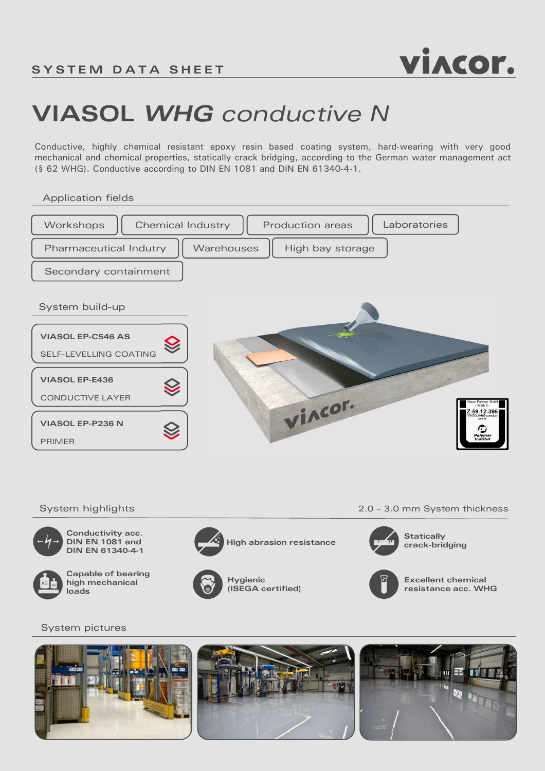SYSTEM DATA SHEET

# VIASOL *WHG conductive N*

Conductive, highly chemical resistant epoxy resin based coating system, hard-wearing with very good mechanical and chemical properties, statically crack bridging, according to the German water management act (§ 62 WHG). Conductive according to DIN EN 1081 and DIN EN 61340-4-1.

## Application fields

- Workshops
- Chemical Industry
- Production areas
- Laboratories
- Pharmaceutical Indutry
- Warehouses
- High bay storage
- Secondary containment

## System build-up

**VIASOL EP-C546 AS**
SELF-LEVELLING COATING

**VIASOL EP-E436**
CONDUCTIVE LAYER

**VIASOL EP-P236 N**
PRIMER

## System highlights

2.0 - 3.0 mm System thickness

- **Conductivity acc. DIN EN 1081 and DIN EN 61340-4-1**
- **High abrasion resistance**
- **Statically crack-bridging**
- **Capable of bearing high mechanical loads**
- **Hygienic (ISEGA certified)**
- **Excellent chemical resistance acc. WHG**

## System pictures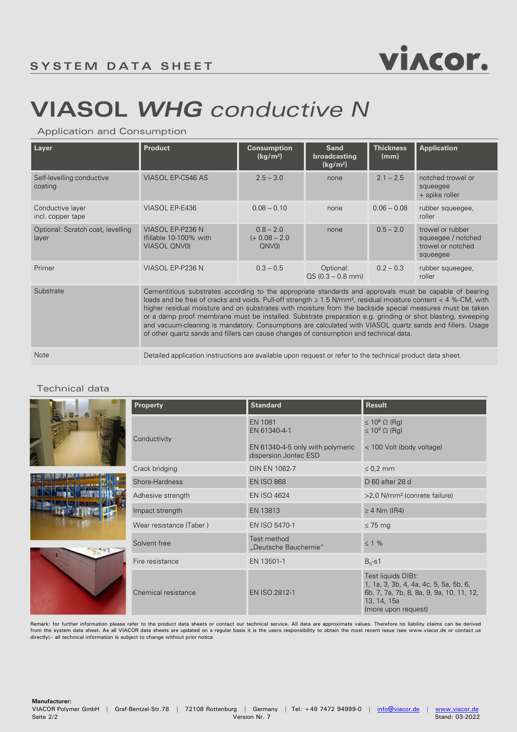SYSTEM DATA SHEET

# VIASOL *WHG conductive N*

## Application and Consumption

| Layer | Product | Consumption (kg/m²) | Sand broadcasting (kg/m²) | Thickness (mm) | Application |
|---|---|---|---|---|---|
| Self-levelling conductive coating | VIASOL EP-C546 AS | 2.5 – 3.0 | none | 2.1 – 2.5 | notched trowel or squeegee + spike roller |
| Conductive layer incl. copper tape | VIASOL EP-E436 | 0.08 – 0.10 | none | 0.06 – 0.08 | rubber squeegee, roller |
| Optional: Scratch coat, levelling layer | VIASOL EP-P236 N (fillable 10-100% with VIASOL QNV0) | 0.8 – 2.0 (+ 0.08 – 2.0 QNV0) | none | 0.5 – 2.0 | trowel or rubber squeegee / notched trowel or notched squeegee |
| Primer | VIASOL EP-P236 N | 0.3 – 0.5 | Optional: QS (0.3 – 0.8 mm) | 0.2 – 0.3 | rubber squeegee, roller |
| Substrate | Cementitious substrates according to the appropriate standards and approvals must be capable of bearing loads and be free of cracks and voids. Pull-off strength ≥ 1.5 N/mm², residual moisture content < 4 %-CM, with higher residual moisture and on substrates with moisture from the backside special measures must be taken or a damp proof membrane must be installed. Substrate preparation e.g. grinding or shot blasting, sweeping and vacuum-cleaning is mandatory. Consumptions are calculated with VIASOL quartz sands and fillers. Usage of other quartz sands and fillers can cause changes of consumption and technical data. | | | | |
| Note | Detailed application instructions are available upon request or refer to the technical product data sheet. | | | | |

## Technical data

| Property | Standard | Result |
|---|---|---|
| Conductivity | EN 1081<br>EN 61340-4-1<br><br>EN 61340-4-5 only with polymeric dispersion Jontec ESD | ≤ $10^6$ Ω (Rg)<br>≤ $10^9$ Ω (Rg)<br><br>< 100 Volt (body voltage) |
| Crack bridging | DIN EN 1062-7 | ≤ 0,2 mm |
| Shore-Hardness | EN ISO 868 | D 60 after 28 d |
| Adhesive strength | EN ISO 4624 | >2,0 N/mm² (conrete failure) |
| Impact strength | EN 13813 | ≥ 4 Nm (IR4) |
| Wear resistance (Taber ) | EN ISO 5470-1 | ≤ 75 mg |
| Solvent free | Test method „Deutsche Bauchemie" | ≤ 1 % |
| Fire resistance | EN 13501-1 | $B_{fl}$-s1 |
| Chemical resistance | EN ISO 2812-1 | Test liquids DIBt:<br>1, 1a, 3, 3b, 4, 4a, 4c, 5, 5a, 5b, 6, 6b, 7, 7a, 7b, 8, 8a, 9, 9a, 10, 11, 12, 13, 14, 15a<br>(more upon request) |

Remark: for further information please refer to the product data sheets or contact our technical service. All data are approximate values. Therefore no liability claims can be derived from the system data sheet. As all VIACOR data sheets are updated on a regular basis it is the users responsibility to obtain the most recent issue (see www.viacor.de or contact us directly)– all technical information is subject to change without prior notice

**Manufacturer:**
VIACOR Polymer GmbH | Graf-Bentzel-Str.78 | 72108 Rottenburg | Germany | Tel: +49 7472 94999-0 | info@viacor.de | www.viacor.de
Version Nr. 7 | Stand: 03-2022